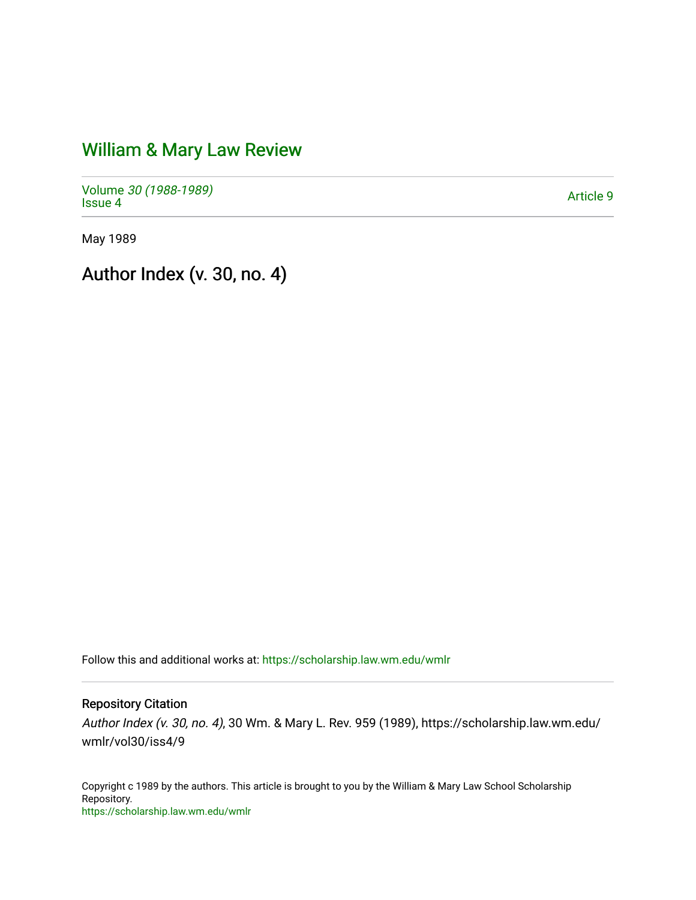# William & Mary Law Review

Volume *30 (1988-1989)*
Issue 4

Article 9

May 1989

## Author Index (v. 30, no. 4)

Follow this and additional works at: https://scholarship.law.wm.edu/wmlr

### Repository Citation

*Author Index (v. 30, no. 4)*, 30 Wm. & Mary L. Rev. 959 (1989), https://scholarship.law.wm.edu/wmlr/vol30/iss4/9

Copyright c 1989 by the authors. This article is brought to you by the William & Mary Law School Scholarship Repository.
https://scholarship.law.wm.edu/wmlr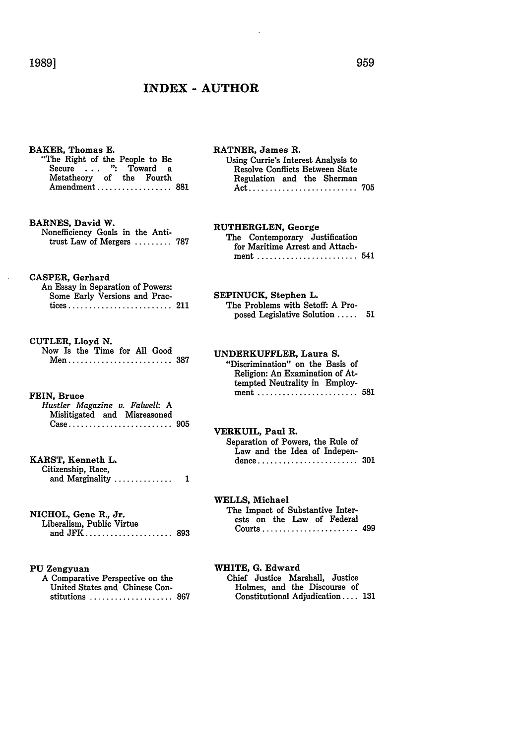# INDEX - AUTHOR

**BAKER, Thomas E.**
"The Right of the People to Be Secure . . . ": Toward a Metatheory of the Fourth Amendment .................. 881

**BARNES, David W.**
Nonefficiency Goals in the Antitrust Law of Mergers ......... 787

**CASPER, Gerhard**
An Essay in Separation of Powers: Some Early Versions and Practices ......................... 211

**CUTLER, Lloyd N.**
Now Is the Time for All Good Men ......................... 387

**FEIN, Bruce**
*Hustler Magazine v. Falwell*: A Mislitigated and Misreasoned Case ......................... 905

**KARST, Kenneth L.**
Citizenship, Race, and Marginality .............. 1

**NICHOL, Gene R., Jr.**
Liberalism, Public Virtue and JFK ..................... 893

**PU Zengyuan**
A Comparative Perspective on the United States and Chinese Constitutions .................... 867

**RATNER, James R.**
Using Currie's Interest Analysis to Resolve Conflicts Between State Regulation and the Sherman Act .......................... 705

**RUTHERGLEN, George**
The Contemporary Justification for Maritime Arrest and Attachment ........................ 541

**SEPINUCK, Stephen L.**
The Problems with Setoff: A Proposed Legislative Solution ..... 51

**UNDERKUFFLER, Laura S.**
"Discrimination" on the Basis of Religion: An Examination of Attempted Neutrality in Employment ........................ 581

**VERKUIL, Paul R.**
Separation of Powers, the Rule of Law and the Idea of Independence ........................ 301

**WELLS, Michael**
The Impact of Substantive Interests on the Law of Federal Courts ....................... 499

**WHITE, G. Edward**
Chief Justice Marshall, Justice Holmes, and the Discourse of Constitutional Adjudication .... 131